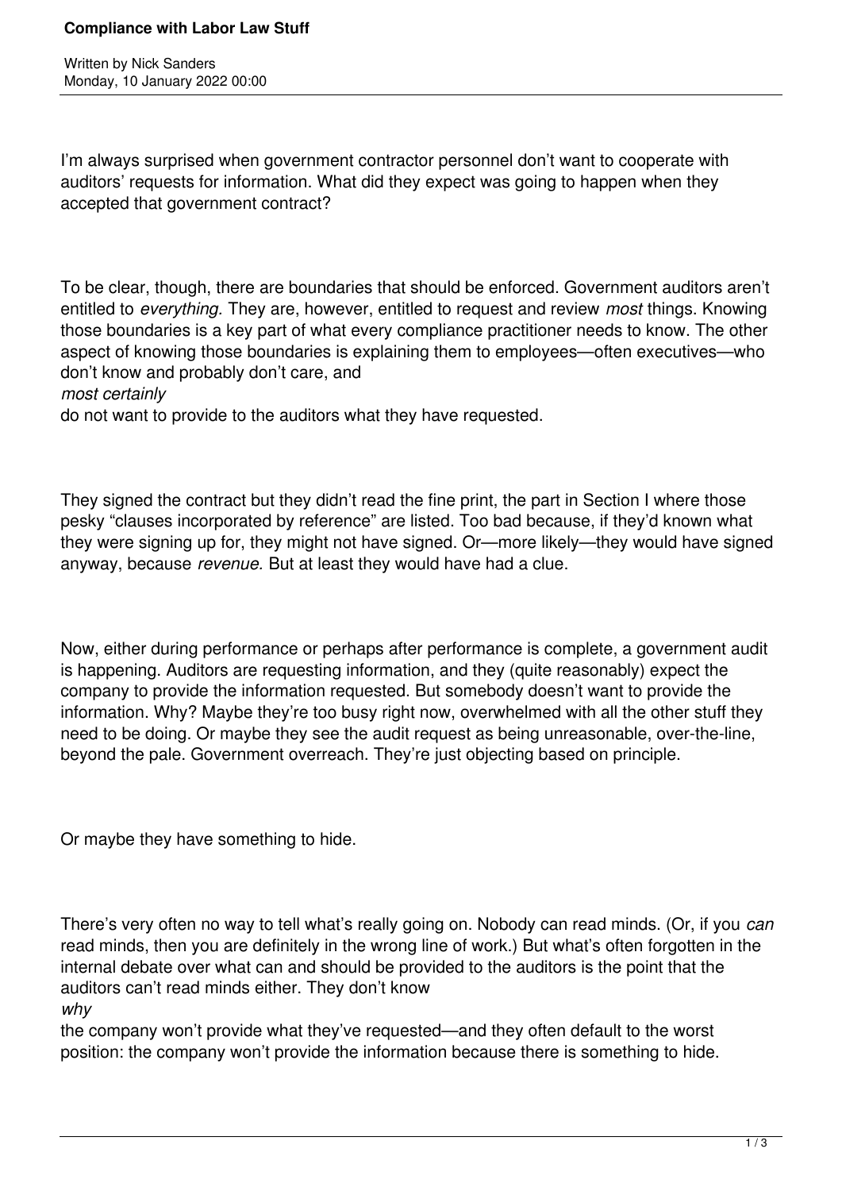# Compliance with Labor Law Stuff

Written by Nick Sanders
Monday, 10 January 2022 00:00

I'm always surprised when government contractor personnel don't want to cooperate with auditors' requests for information. What did they expect was going to happen when they accepted that government contract?

To be clear, though, there are boundaries that should be enforced. Government auditors aren't entitled to *everything.* They are, however, entitled to request and review *most* things. Knowing those boundaries is a key part of what every compliance practitioner needs to know. The other aspect of knowing those boundaries is explaining them to employees—often executives—who don't know and probably don't care, and *most certainly* do not want to provide to the auditors what they have requested.

They signed the contract but they didn't read the fine print, the part in Section I where those pesky "clauses incorporated by reference" are listed. Too bad because, if they'd known what they were signing up for, they might not have signed. Or—more likely—they would have signed anyway, because *revenue*. But at least they would have had a clue.

Now, either during performance or perhaps after performance is complete, a government audit is happening. Auditors are requesting information, and they (quite reasonably) expect the company to provide the information requested. But somebody doesn't want to provide the information. Why? Maybe they're too busy right now, overwhelmed with all the other stuff they need to be doing. Or maybe they see the audit request as being unreasonable, over-the-line, beyond the pale. Government overreach. They're just objecting based on principle.

Or maybe they have something to hide.

There's very often no way to tell what's really going on. Nobody can read minds. (Or, if you *can* read minds, then you are definitely in the wrong line of work.) But what's often forgotten in the internal debate over what can and should be provided to the auditors is the point that the auditors can't read minds either. They don't know *why* the company won't provide what they've requested—and they often default to the worst position: the company won't provide the information because there is something to hide.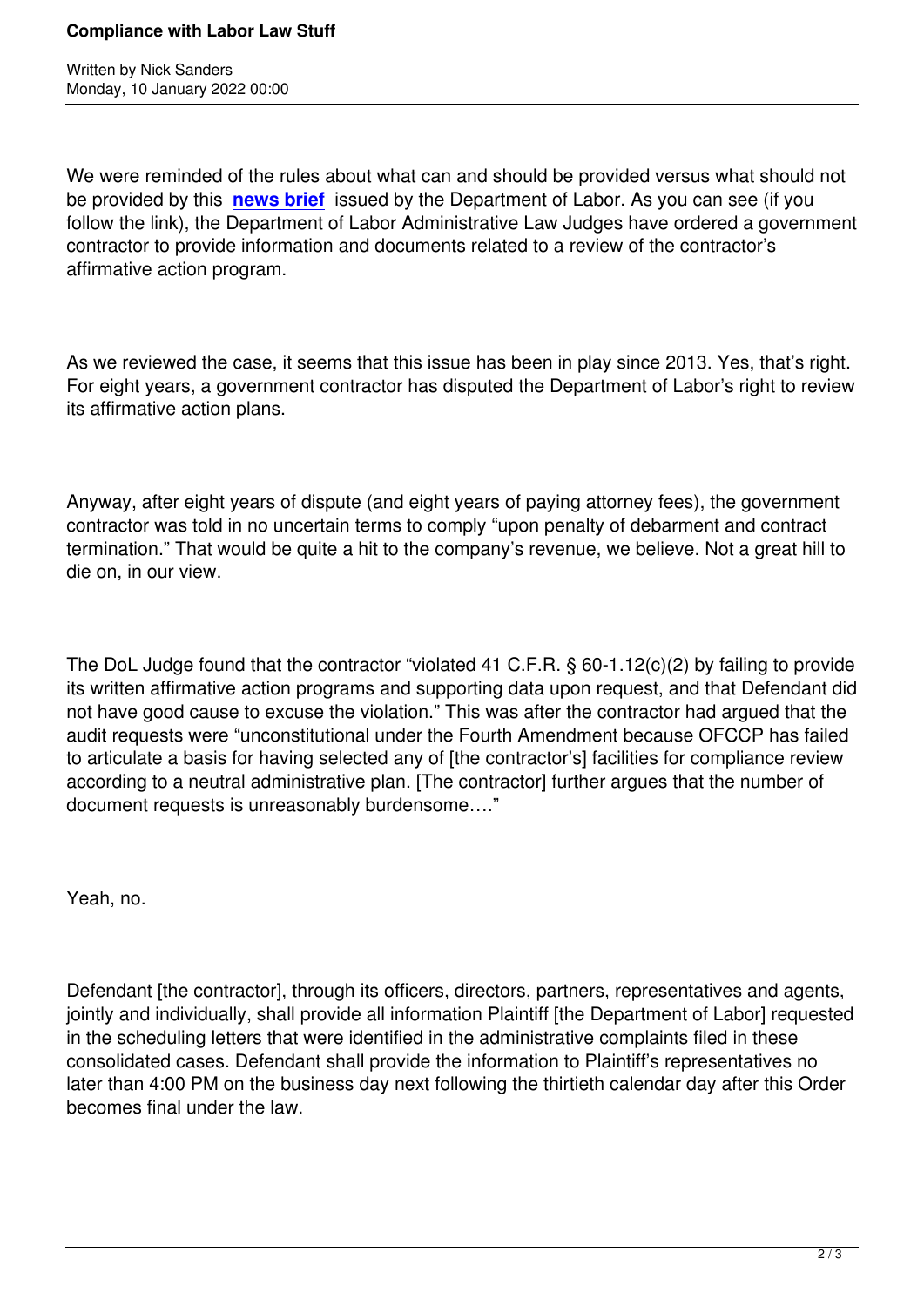We were reminded of the rules about what can and should be provided versus what should not be provided by this **news brief** issued by the Department of Labor. As you can see (if you follow the link), the Department of Labor Administrative Law Judges have ordered a government contractor to provide information and documents related to a review of the contractor's affirmative action program.

As we reviewed the case, it seems that this issue has been in play since 2013. Yes, that's right. For eight years, a government contractor has disputed the Department of Labor's right to review its affirmative action plans.

Anyway, after eight years of dispute (and eight years of paying attorney fees), the government contractor was told in no uncertain terms to comply "upon penalty of debarment and contract termination." That would be quite a hit to the company's revenue, we believe. Not a great hill to die on, in our view.

The DoL Judge found that the contractor "violated 41 C.F.R. § 60-1.12(c)(2) by failing to provide its written affirmative action programs and supporting data upon request, and that Defendant did not have good cause to excuse the violation." This was after the contractor had argued that the audit requests were "unconstitutional under the Fourth Amendment because OFCCP has failed to articulate a basis for having selected any of [the contractor's] facilities for compliance review according to a neutral administrative plan. [The contractor] further argues that the number of document requests is unreasonably burdensome…."

Yeah, no.

Defendant [the contractor], through its officers, directors, partners, representatives and agents, jointly and individually, shall provide all information Plaintiff [the Department of Labor] requested in the scheduling letters that were identified in the administrative complaints filed in these consolidated cases. Defendant shall provide the information to Plaintiff's representatives no later than 4:00 PM on the business day next following the thirtieth calendar day after this Order becomes final under the law.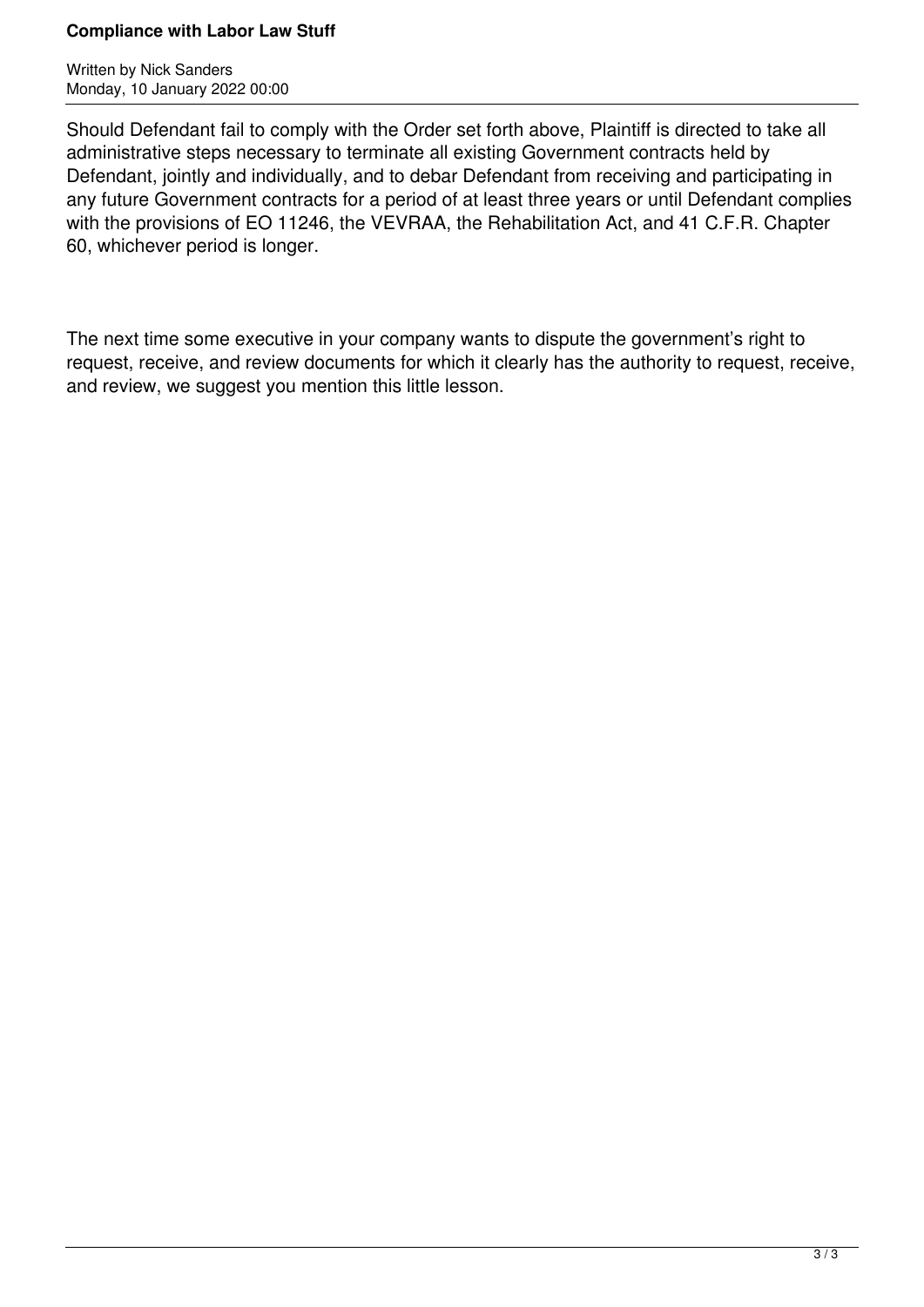Should Defendant fail to comply with the Order set forth above, Plaintiff is directed to take all administrative steps necessary to terminate all existing Government contracts held by Defendant, jointly and individually, and to debar Defendant from receiving and participating in any future Government contracts for a period of at least three years or until Defendant complies with the provisions of EO 11246, the VEVRAA, the Rehabilitation Act, and 41 C.F.R. Chapter 60, whichever period is longer.

The next time some executive in your company wants to dispute the government's right to request, receive, and review documents for which it clearly has the authority to request, receive, and review, we suggest you mention this little lesson.